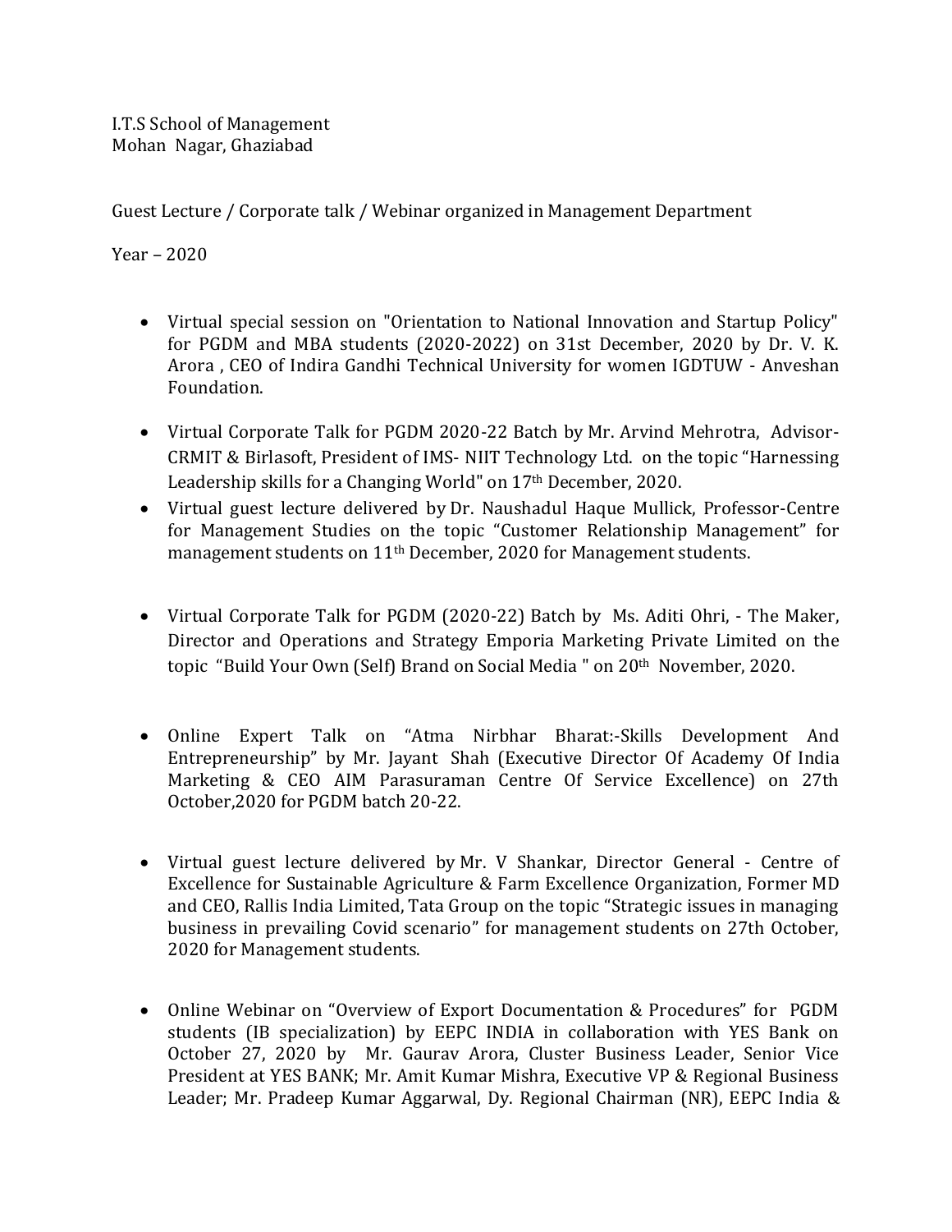I.T.S School of Management
Mohan Nagar, Ghaziabad

Guest Lecture / Corporate talk / Webinar organized in Management Department

Year – 2020

- Virtual special session on "Orientation to National Innovation and Startup Policy" for PGDM and MBA students (2020-2022) on 31st December, 2020 by Dr. V. K. Arora , CEO of Indira Gandhi Technical University for women IGDTUW - Anveshan Foundation.
- Virtual Corporate Talk for PGDM 2020-22 Batch by Mr. Arvind Mehrotra, Advisor-CRMIT & Birlasoft, President of IMS- NIIT Technology Ltd. on the topic "Harnessing Leadership skills for a Changing World" on 17th December, 2020.
- Virtual guest lecture delivered by Dr. Naushadul Haque Mullick, Professor-Centre for Management Studies on the topic "Customer Relationship Management" for management students on 11th December, 2020 for Management students.
- Virtual Corporate Talk for PGDM (2020-22) Batch by Ms. Aditi Ohri, - The Maker, Director and Operations and Strategy Emporia Marketing Private Limited on the topic "Build Your Own (Self) Brand on Social Media " on 20th November, 2020.
- Online Expert Talk on "Atma Nirbhar Bharat:-Skills Development And Entrepreneurship" by Mr. Jayant Shah (Executive Director Of Academy Of India Marketing & CEO AIM Parasuraman Centre Of Service Excellence) on 27th October,2020 for PGDM batch 20-22.
- Virtual guest lecture delivered by Mr. V Shankar, Director General - Centre of Excellence for Sustainable Agriculture & Farm Excellence Organization, Former MD and CEO, Rallis India Limited, Tata Group on the topic "Strategic issues in managing business in prevailing Covid scenario" for management students on 27th October, 2020 for Management students.
- Online Webinar on "Overview of Export Documentation & Procedures" for PGDM students (IB specialization) by EEPC INDIA in collaboration with YES Bank on October 27, 2020 by Mr. Gaurav Arora, Cluster Business Leader, Senior Vice President at YES BANK; Mr. Amit Kumar Mishra, Executive VP & Regional Business Leader; Mr. Pradeep Kumar Aggarwal, Dy. Regional Chairman (NR), EEPC India &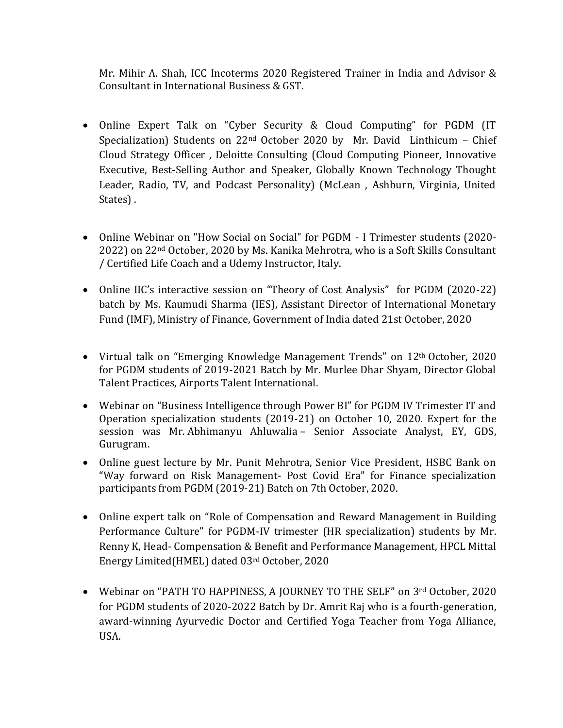Mr. Mihir A. Shah, ICC Incoterms 2020 Registered Trainer in India and Advisor & Consultant in International Business & GST.

- Online Expert Talk on "Cyber Security & Cloud Computing" for PGDM (IT Specialization) Students on 22nd October 2020 by Mr. David Linthicum – Chief Cloud Strategy Officer , Deloitte Consulting (Cloud Computing Pioneer, Innovative Executive, Best-Selling Author and Speaker, Globally Known Technology Thought Leader, Radio, TV, and Podcast Personality) (McLean , Ashburn, Virginia, United States) .

- Online Webinar on "How Social on Social" for PGDM - I Trimester students (2020-2022) on 22nd October, 2020 by Ms. Kanika Mehrotra, who is a Soft Skills Consultant / Certified Life Coach and a Udemy Instructor, Italy.

- Online IIC's interactive session on "Theory of Cost Analysis" for PGDM (2020-22) batch by Ms. Kaumudi Sharma (IES), Assistant Director of International Monetary Fund (IMF), Ministry of Finance, Government of India dated 21st October, 2020

- Virtual talk on "Emerging Knowledge Management Trends" on 12th October, 2020 for PGDM students of 2019-2021 Batch by Mr. Murlee Dhar Shyam, Director Global Talent Practices, Airports Talent International.

- Webinar on "Business Intelligence through Power BI" for PGDM IV Trimester IT and Operation specialization students (2019-21) on October 10, 2020. Expert for the session was Mr. Abhimanyu Ahluwalia – Senior Associate Analyst, EY, GDS, Gurugram.

- Online guest lecture by Mr. Punit Mehrotra, Senior Vice President, HSBC Bank on "Way forward on Risk Management- Post Covid Era" for Finance specialization participants from PGDM (2019-21) Batch on 7th October, 2020.

- Online expert talk on "Role of Compensation and Reward Management in Building Performance Culture" for PGDM-IV trimester (HR specialization) students by Mr. Renny K, Head- Compensation & Benefit and Performance Management, HPCL Mittal Energy Limited(HMEL) dated 03rd October, 2020

- Webinar on "PATH TO HAPPINESS, A JOURNEY TO THE SELF" on 3rd October, 2020 for PGDM students of 2020-2022 Batch by Dr. Amrit Raj who is a fourth-generation, award-winning Ayurvedic Doctor and Certified Yoga Teacher from Yoga Alliance, USA.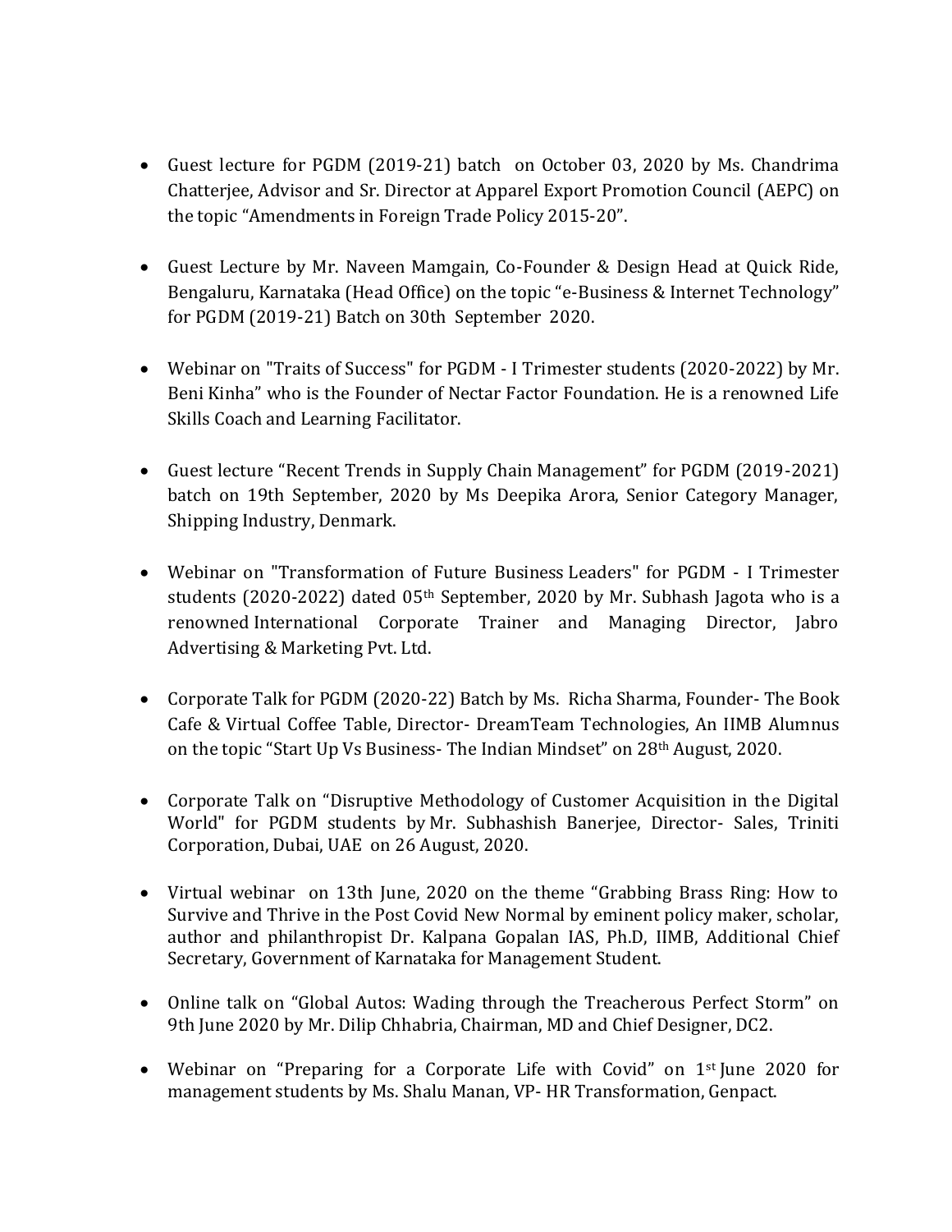- Guest lecture for PGDM (2019-21) batch on October 03, 2020 by Ms. Chandrima Chatterjee, Advisor and Sr. Director at Apparel Export Promotion Council (AEPC) on the topic "Amendments in Foreign Trade Policy 2015-20".

- Guest Lecture by Mr. Naveen Mamgain, Co-Founder & Design Head at Quick Ride, Bengaluru, Karnataka (Head Office) on the topic "e-Business & Internet Technology" for PGDM (2019-21) Batch on 30th September 2020.

- Webinar on "Traits of Success" for PGDM - I Trimester students (2020-2022) by Mr. Beni Kinha" who is the Founder of Nectar Factor Foundation. He is a renowned Life Skills Coach and Learning Facilitator.

- Guest lecture "Recent Trends in Supply Chain Management" for PGDM (2019-2021) batch on 19th September, 2020 by Ms Deepika Arora, Senior Category Manager, Shipping Industry, Denmark.

- Webinar on "Transformation of Future Business Leaders" for PGDM - I Trimester students (2020-2022) dated 05th September, 2020 by Mr. Subhash Jagota who is a renowned International Corporate Trainer and Managing Director, Jabro Advertising & Marketing Pvt. Ltd.

- Corporate Talk for PGDM (2020-22) Batch by Ms. Richa Sharma, Founder- The Book Cafe & Virtual Coffee Table, Director- DreamTeam Technologies, An IIMB Alumnus on the topic "Start Up Vs Business- The Indian Mindset" on 28th August, 2020.

- Corporate Talk on "Disruptive Methodology of Customer Acquisition in the Digital World" for PGDM students by Mr. Subhashish Banerjee, Director- Sales, Triniti Corporation, Dubai, UAE on 26 August, 2020.

- Virtual webinar on 13th June, 2020 on the theme "Grabbing Brass Ring: How to Survive and Thrive in the Post Covid New Normal by eminent policy maker, scholar, author and philanthropist Dr. Kalpana Gopalan IAS, Ph.D, IIMB, Additional Chief Secretary, Government of Karnataka for Management Student.

- Online talk on "Global Autos: Wading through the Treacherous Perfect Storm" on 9th June 2020 by Mr. Dilip Chhabria, Chairman, MD and Chief Designer, DC2.

- Webinar on "Preparing for a Corporate Life with Covid" on 1st June 2020 for management students by Ms. Shalu Manan, VP- HR Transformation, Genpact.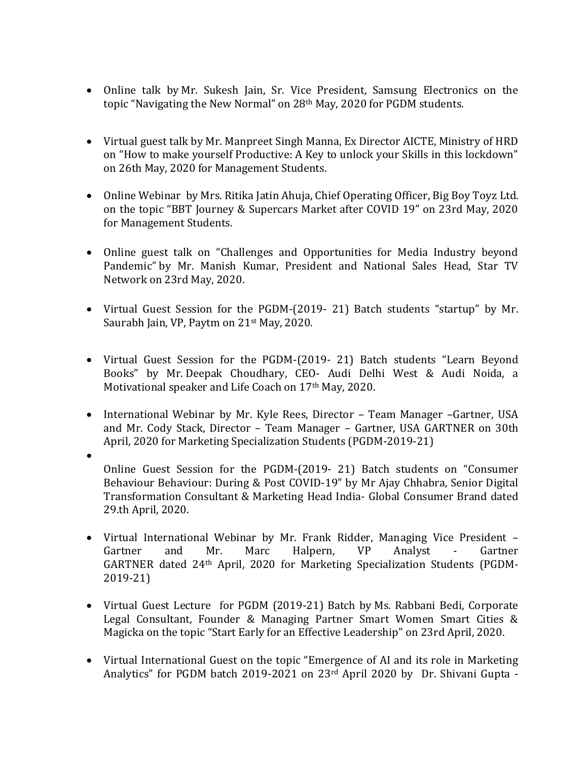- Online talk by Mr. Sukesh Jain, Sr. Vice President, Samsung Electronics on the topic "Navigating the New Normal" on 28th May, 2020 for PGDM students.

- Virtual guest talk by Mr. Manpreet Singh Manna, Ex Director AICTE, Ministry of HRD on "How to make yourself Productive: A Key to unlock your Skills in this lockdown" on 26th May, 2020 for Management Students.

- Online Webinar by Mrs. Ritika Jatin Ahuja, Chief Operating Officer, Big Boy Toyz Ltd. on the topic "BBT Journey & Supercars Market after COVID 19" on 23rd May, 2020 for Management Students.

- Online guest talk on "Challenges and Opportunities for Media Industry beyond Pandemic" by Mr. Manish Kumar, President and National Sales Head, Star TV Network on 23rd May, 2020.

- Virtual Guest Session for the PGDM-(2019- 21) Batch students "startup" by Mr. Saurabh Jain, VP, Paytm on 21st May, 2020.

- Virtual Guest Session for the PGDM-(2019- 21) Batch students "Learn Beyond Books" by Mr. Deepak Choudhary, CEO- Audi Delhi West & Audi Noida, a Motivational speaker and Life Coach on 17th May, 2020.

- International Webinar by Mr. Kyle Rees, Director – Team Manager –Gartner, USA and Mr. Cody Stack, Director – Team Manager – Gartner, USA GARTNER on 30th April, 2020 for Marketing Specialization Students (PGDM-2019-21)

- Online Guest Session for the PGDM-(2019- 21) Batch students on "Consumer Behaviour Behaviour: During & Post COVID-19" by Mr Ajay Chhabra, Senior Digital Transformation Consultant & Marketing Head India- Global Consumer Brand dated 29.th April, 2020.

- Virtual International Webinar by Mr. Frank Ridder, Managing Vice President – Gartner and Mr. Marc Halpern, VP Analyst - Gartner GARTNER dated 24th April, 2020 for Marketing Specialization Students (PGDM-2019-21)

- Virtual Guest Lecture for PGDM (2019-21) Batch by Ms. Rabbani Bedi, Corporate Legal Consultant, Founder & Managing Partner Smart Women Smart Cities & Magicka on the topic "Start Early for an Effective Leadership" on 23rd April, 2020.

- Virtual International Guest on the topic "Emergence of AI and its role in Marketing Analytics" for PGDM batch 2019-2021 on 23rd April 2020 by Dr. Shivani Gupta -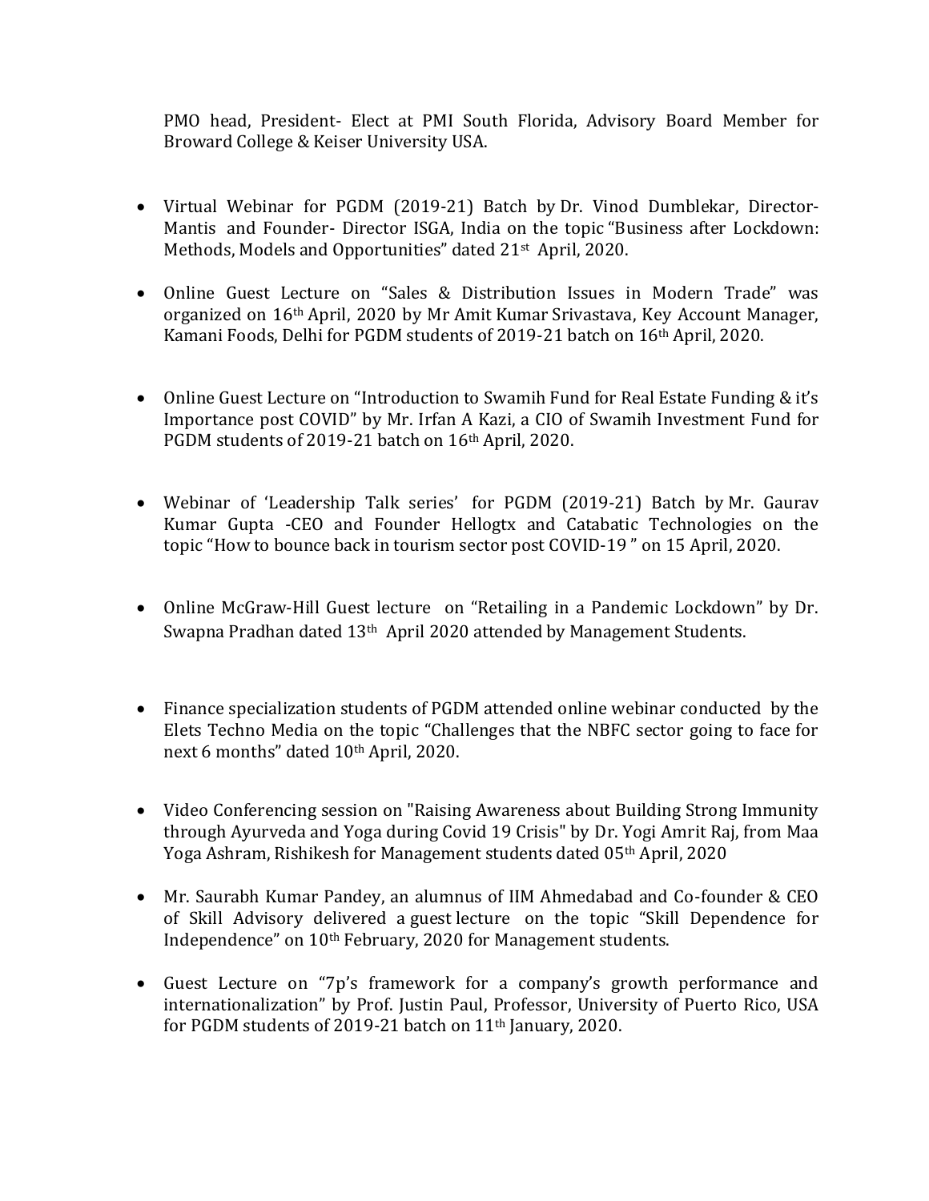PMO head, President- Elect at PMI South Florida, Advisory Board Member for Broward College & Keiser University USA.

- Virtual Webinar for PGDM (2019-21) Batch by Dr. Vinod Dumblekar, Director- Mantis and Founder- Director ISGA, India on the topic "Business after Lockdown: Methods, Models and Opportunities" dated 21st April, 2020.

- Online Guest Lecture on "Sales & Distribution Issues in Modern Trade" was organized on 16th April, 2020 by Mr Amit Kumar Srivastava, Key Account Manager, Kamani Foods, Delhi for PGDM students of 2019-21 batch on 16th April, 2020.

- Online Guest Lecture on "Introduction to Swamih Fund for Real Estate Funding & it's Importance post COVID" by Mr. Irfan A Kazi, a CIO of Swamih Investment Fund for PGDM students of 2019-21 batch on 16th April, 2020.

- Webinar of 'Leadership Talk series' for PGDM (2019-21) Batch by Mr. Gaurav Kumar Gupta -CEO and Founder Hellogtx and Catabatic Technologies on the topic "How to bounce back in tourism sector post COVID-19 " on 15 April, 2020.

- Online McGraw-Hill Guest lecture on "Retailing in a Pandemic Lockdown" by Dr. Swapna Pradhan dated 13th April 2020 attended by Management Students.

- Finance specialization students of PGDM attended online webinar conducted by the Elets Techno Media on the topic "Challenges that the NBFC sector going to face for next 6 months" dated 10th April, 2020.

- Video Conferencing session on "Raising Awareness about Building Strong Immunity through Ayurveda and Yoga during Covid 19 Crisis" by Dr. Yogi Amrit Raj, from Maa Yoga Ashram, Rishikesh for Management students dated 05th April, 2020

- Mr. Saurabh Kumar Pandey, an alumnus of IIM Ahmedabad and Co-founder & CEO of Skill Advisory delivered a guest lecture on the topic "Skill Dependence for Independence" on 10th February, 2020 for Management students.

- Guest Lecture on "7p's framework for a company's growth performance and internationalization" by Prof. Justin Paul, Professor, University of Puerto Rico, USA for PGDM students of 2019-21 batch on 11th January, 2020.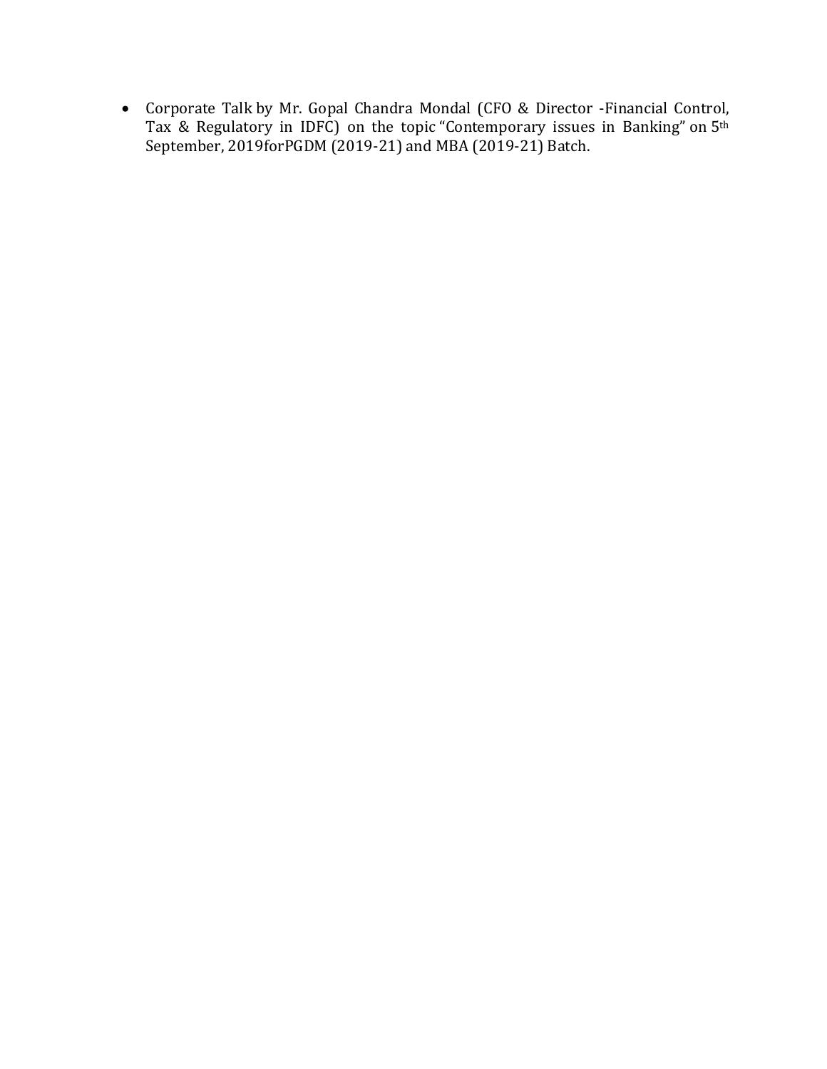- Corporate Talk by Mr. Gopal Chandra Mondal (CFO & Director -Financial Control, Tax & Regulatory in IDFC) on the topic "Contemporary issues in Banking" on 5th September, 2019forPGDM (2019-21) and MBA (2019-21) Batch.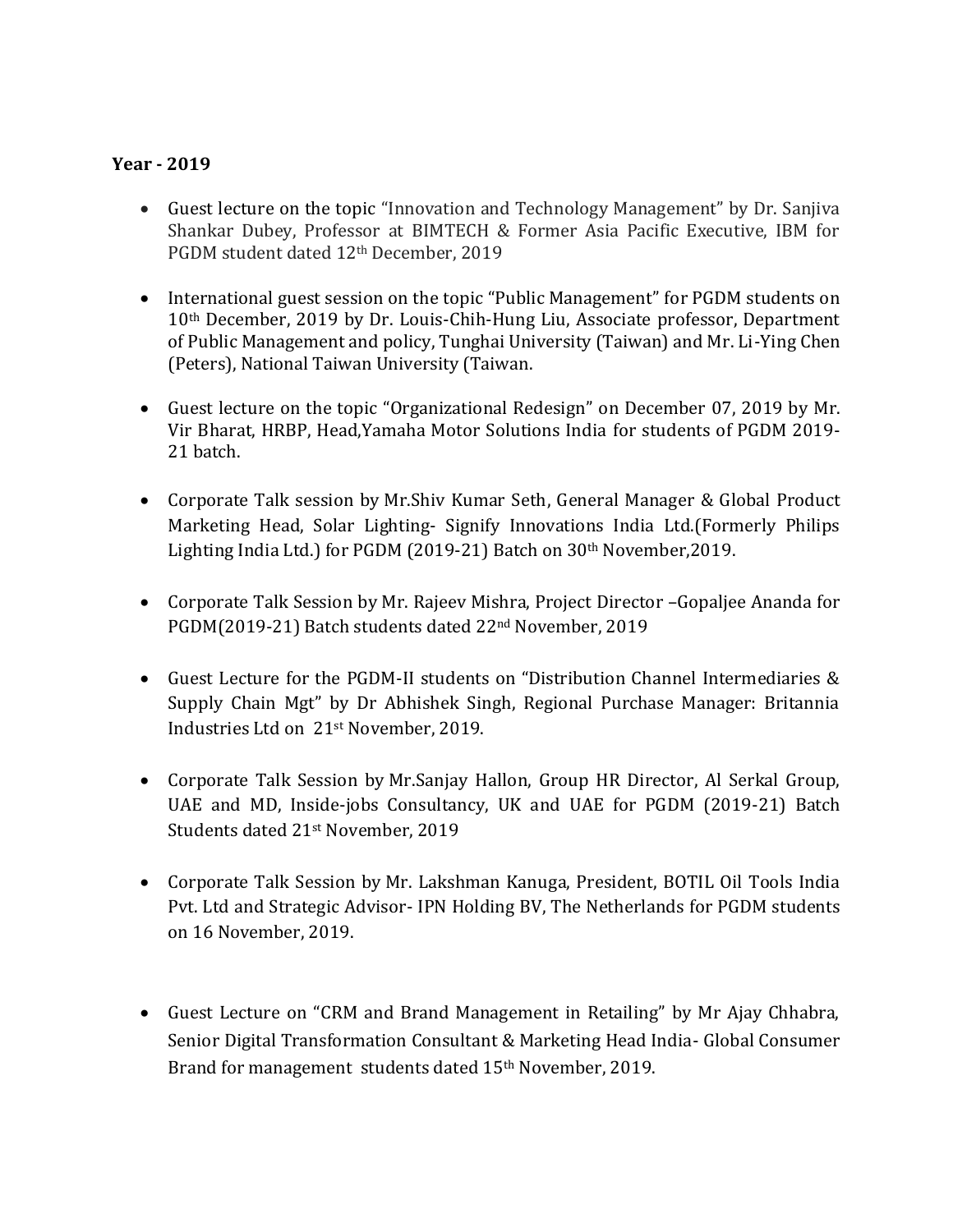**Year - 2019**

- Guest lecture on the topic "Innovation and Technology Management" by Dr. Sanjiva Shankar Dubey, Professor at BIMTECH & Former Asia Pacific Executive, IBM for PGDM student dated 12th December, 2019

- International guest session on the topic "Public Management" for PGDM students on 10th December, 2019 by Dr. Louis-Chih-Hung Liu, Associate professor, Department of Public Management and policy, Tunghai University (Taiwan) and Mr. Li-Ying Chen (Peters), National Taiwan University (Taiwan.

- Guest lecture on the topic "Organizational Redesign" on December 07, 2019 by Mr. Vir Bharat, HRBP, Head,Yamaha Motor Solutions India for students of PGDM 2019-21 batch.

- Corporate Talk session by Mr.Shiv Kumar Seth, General Manager & Global Product Marketing Head, Solar Lighting- Signify Innovations India Ltd.(Formerly Philips Lighting India Ltd.) for PGDM (2019-21) Batch on 30th November,2019.

- Corporate Talk Session by Mr. Rajeev Mishra, Project Director –Gopaljee Ananda for PGDM(2019-21) Batch students dated 22nd November, 2019

- Guest Lecture for the PGDM-II students on "Distribution Channel Intermediaries & Supply Chain Mgt" by Dr Abhishek Singh, Regional Purchase Manager: Britannia Industries Ltd on 21st November, 2019.

- Corporate Talk Session by Mr.Sanjay Hallon, Group HR Director, Al Serkal Group, UAE and MD, Inside-jobs Consultancy, UK and UAE for PGDM (2019-21) Batch Students dated 21st November, 2019

- Corporate Talk Session by Mr. Lakshman Kanuga, President, BOTIL Oil Tools India Pvt. Ltd and Strategic Advisor- IPN Holding BV, The Netherlands for PGDM students on 16 November, 2019.

- Guest Lecture on "CRM and Brand Management in Retailing" by Mr Ajay Chhabra, Senior Digital Transformation Consultant & Marketing Head India- Global Consumer Brand for management students dated 15th November, 2019.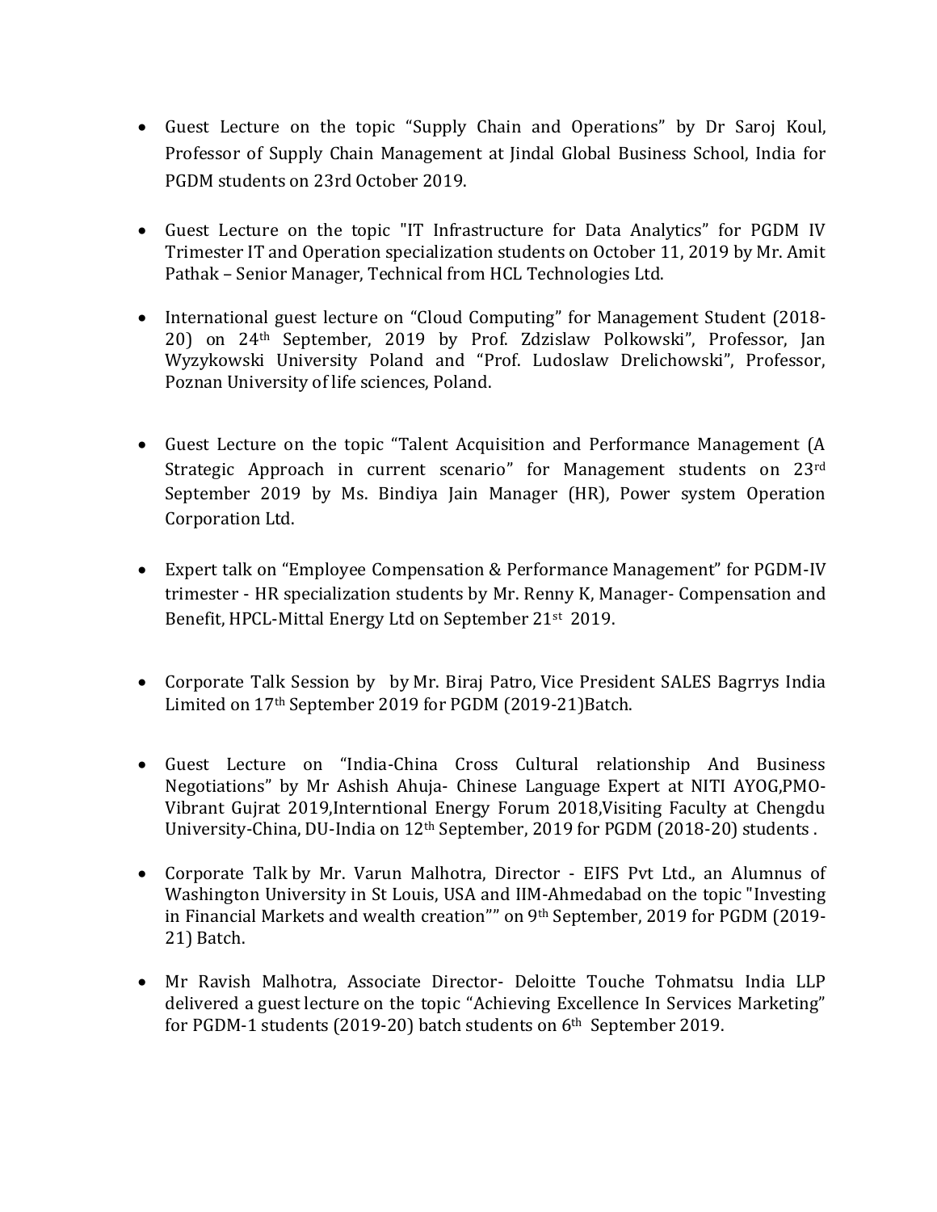- Guest Lecture on the topic "Supply Chain and Operations" by Dr Saroj Koul, Professor of Supply Chain Management at Jindal Global Business School, India for PGDM students on 23rd October 2019.

- Guest Lecture on the topic "IT Infrastructure for Data Analytics" for PGDM IV Trimester IT and Operation specialization students on October 11, 2019 by Mr. Amit Pathak – Senior Manager, Technical from HCL Technologies Ltd.

- International guest lecture on "Cloud Computing" for Management Student (2018-20) on 24th September, 2019 by Prof. Zdzislaw Polkowski", Professor, Jan Wyzykowski University Poland and "Prof. Ludoslaw Drelichowski", Professor, Poznan University of life sciences, Poland.

- Guest Lecture on the topic "Talent Acquisition and Performance Management (A Strategic Approach in current scenario" for Management students on 23rd September 2019 by Ms. Bindiya Jain Manager (HR), Power system Operation Corporation Ltd.

- Expert talk on "Employee Compensation & Performance Management" for PGDM-IV trimester - HR specialization students by Mr. Renny K, Manager- Compensation and Benefit, HPCL-Mittal Energy Ltd on September 21st 2019.

- Corporate Talk Session by by Mr. Biraj Patro, Vice President SALES Bagrrys India Limited on 17th September 2019 for PGDM (2019-21)Batch.

- Guest Lecture on "India-China Cross Cultural relationship And Business Negotiations" by Mr Ashish Ahuja- Chinese Language Expert at NITI AYOG,PMO-Vibrant Gujrat 2019,Interntional Energy Forum 2018,Visiting Faculty at Chengdu University-China, DU-India on 12th September, 2019 for PGDM (2018-20) students .

- Corporate Talk by Mr. Varun Malhotra, Director - EIFS Pvt Ltd., an Alumnus of Washington University in St Louis, USA and IIM-Ahmedabad on the topic "Investing in Financial Markets and wealth creation"" on 9th September, 2019 for PGDM (2019-21) Batch.

- Mr Ravish Malhotra, Associate Director- Deloitte Touche Tohmatsu India LLP delivered a guest lecture on the topic "Achieving Excellence In Services Marketing" for PGDM-1 students (2019-20) batch students on 6th September 2019.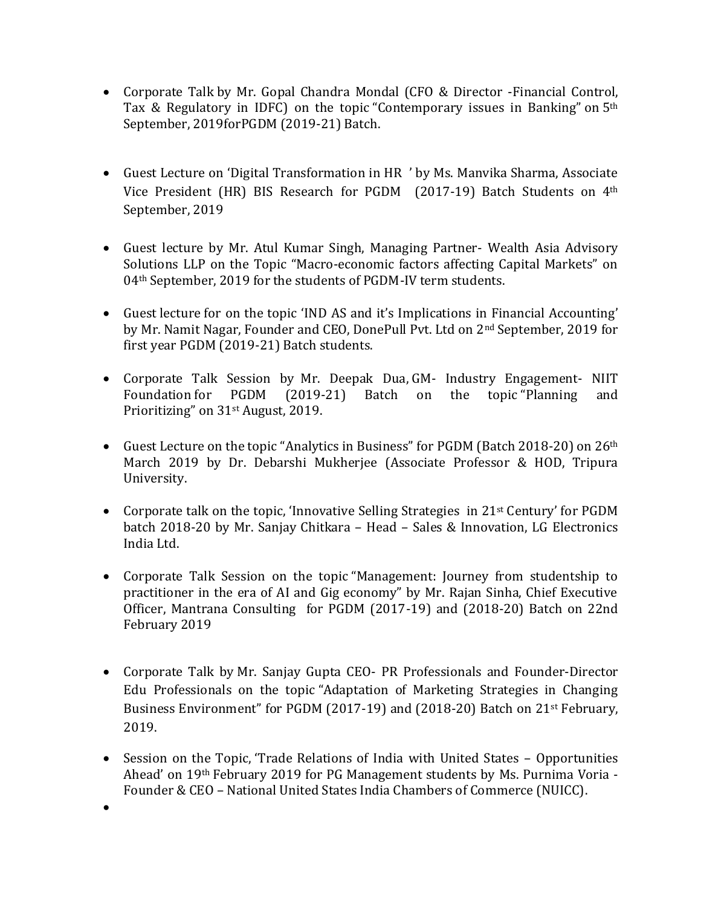- Corporate Talk by Mr. Gopal Chandra Mondal (CFO & Director -Financial Control, Tax & Regulatory in IDFC) on the topic "Contemporary issues in Banking" on 5th September, 2019forPGDM (2019-21) Batch.

- Guest Lecture on 'Digital Transformation in HR ' by Ms. Manvika Sharma, Associate Vice President (HR) BIS Research for PGDM (2017-19) Batch Students on 4th September, 2019

- Guest lecture by Mr. Atul Kumar Singh, Managing Partner- Wealth Asia Advisory Solutions LLP on the Topic "Macro-economic factors affecting Capital Markets" on 04th September, 2019 for the students of PGDM-IV term students.

- Guest lecture for on the topic 'IND AS and it's Implications in Financial Accounting' by Mr. Namit Nagar, Founder and CEO, DonePull Pvt. Ltd on 2nd September, 2019 for first year PGDM (2019-21) Batch students.

- Corporate Talk Session by Mr. Deepak Dua, GM- Industry Engagement- NIIT Foundation for PGDM (2019-21) Batch on the topic "Planning and Prioritizing" on 31st August, 2019.

- Guest Lecture on the topic "Analytics in Business" for PGDM (Batch 2018-20) on 26th March 2019 by Dr. Debarshi Mukherjee (Associate Professor & HOD, Tripura University.

- Corporate talk on the topic, 'Innovative Selling Strategies in 21st Century' for PGDM batch 2018-20 by Mr. Sanjay Chitkara – Head – Sales & Innovation, LG Electronics India Ltd.

- Corporate Talk Session on the topic "Management: Journey from studentship to practitioner in the era of AI and Gig economy" by Mr. Rajan Sinha, Chief Executive Officer, Mantrana Consulting for PGDM (2017-19) and (2018-20) Batch on 22nd February 2019

- Corporate Talk by Mr. Sanjay Gupta CEO- PR Professionals and Founder-Director Edu Professionals on the topic "Adaptation of Marketing Strategies in Changing Business Environment" for PGDM (2017-19) and (2018-20) Batch on 21st February, 2019.

- Session on the Topic, 'Trade Relations of India with United States – Opportunities Ahead' on 19th February 2019 for PG Management students by Ms. Purnima Voria - Founder & CEO – National United States India Chambers of Commerce (NUICC).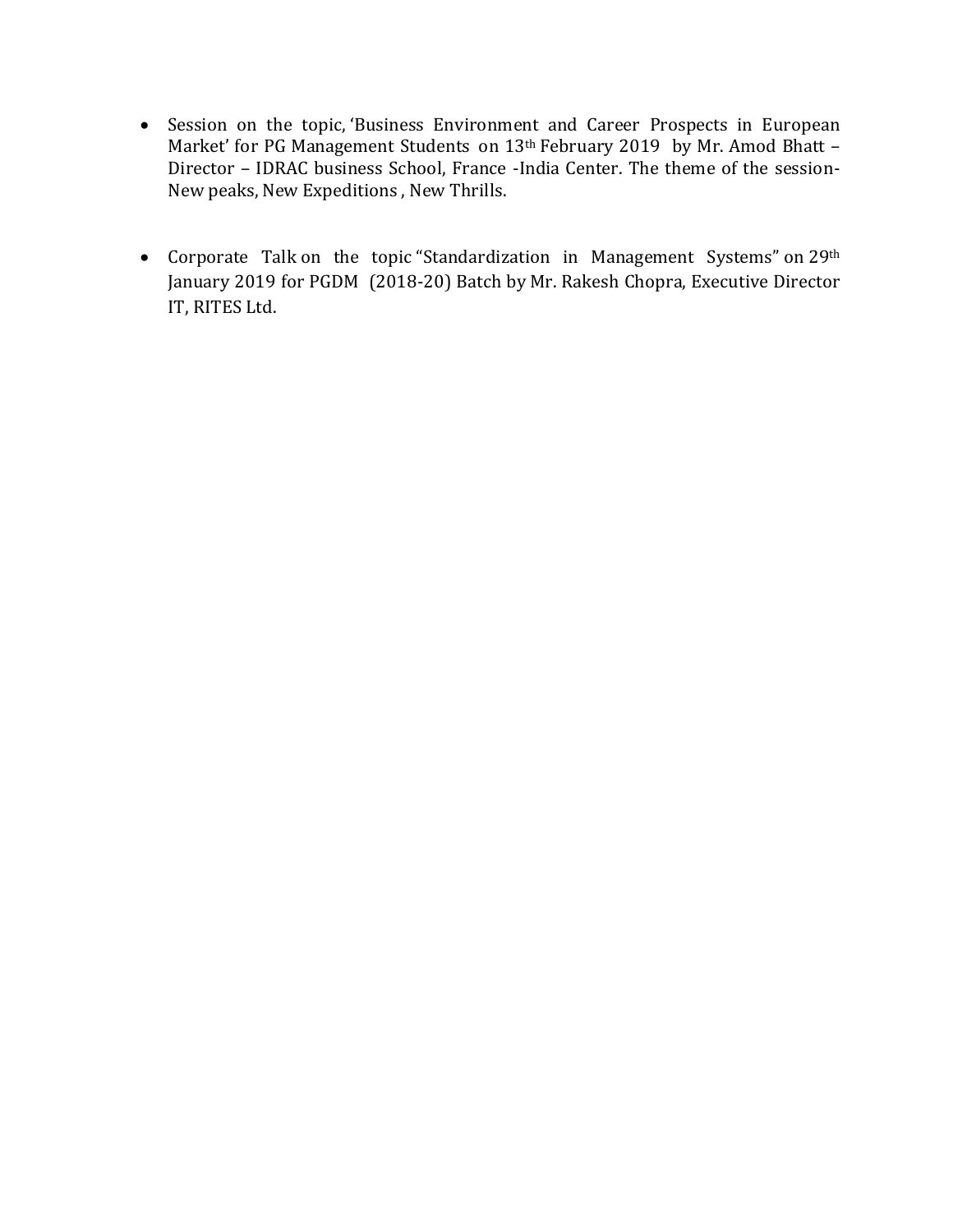- Session on the topic, 'Business Environment and Career Prospects in European Market' for PG Management Students on 13th February 2019 by Mr. Amod Bhatt – Director – IDRAC business School, France -India Center. The theme of the session- New peaks, New Expeditions , New Thrills.

- Corporate Talk on the topic "Standardization in Management Systems" on 29th January 2019 for PGDM (2018-20) Batch by Mr. Rakesh Chopra, Executive Director IT, RITES Ltd.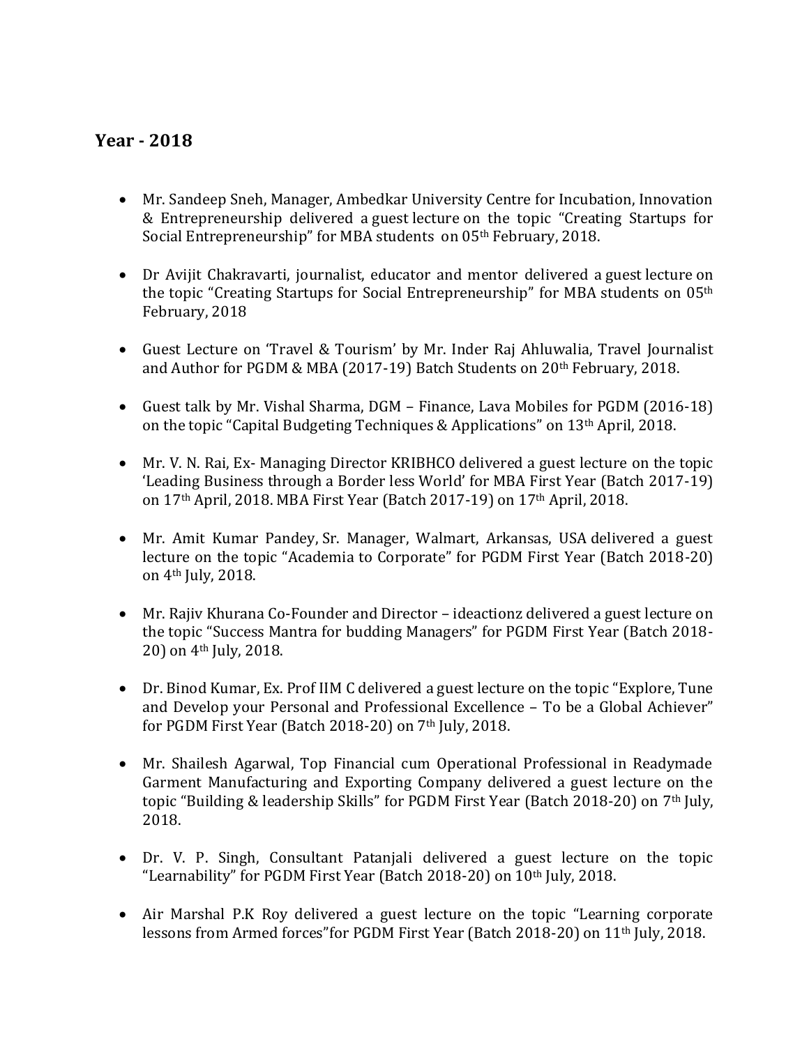## Year - 2018

- Mr. Sandeep Sneh, Manager, Ambedkar University Centre for Incubation, Innovation & Entrepreneurship delivered a guest lecture on the topic "Creating Startups for Social Entrepreneurship" for MBA students on 05th February, 2018.

- Dr Avijit Chakravarti, journalist, educator and mentor delivered a guest lecture on the topic "Creating Startups for Social Entrepreneurship" for MBA students on 05th February, 2018

- Guest Lecture on 'Travel & Tourism' by Mr. Inder Raj Ahluwalia, Travel Journalist and Author for PGDM & MBA (2017-19) Batch Students on 20th February, 2018.

- Guest talk by Mr. Vishal Sharma, DGM – Finance, Lava Mobiles for PGDM (2016-18) on the topic "Capital Budgeting Techniques & Applications" on 13th April, 2018.

- Mr. V. N. Rai, Ex- Managing Director KRIBHCO delivered a guest lecture on the topic 'Leading Business through a Border less World' for MBA First Year (Batch 2017-19) on 17th April, 2018. MBA First Year (Batch 2017-19) on 17th April, 2018.

- Mr. Amit Kumar Pandey, Sr. Manager, Walmart, Arkansas, USA delivered a guest lecture on the topic "Academia to Corporate" for PGDM First Year (Batch 2018-20) on 4th July, 2018.

- Mr. Rajiv Khurana Co-Founder and Director – ideactionz delivered a guest lecture on the topic "Success Mantra for budding Managers" for PGDM First Year (Batch 2018-20) on 4th July, 2018.

- Dr. Binod Kumar, Ex. Prof IIM C delivered a guest lecture on the topic "Explore, Tune and Develop your Personal and Professional Excellence – To be a Global Achiever" for PGDM First Year (Batch 2018-20) on 7th July, 2018.

- Mr. Shailesh Agarwal, Top Financial cum Operational Professional in Readymade Garment Manufacturing and Exporting Company delivered a guest lecture on the topic "Building & leadership Skills" for PGDM First Year (Batch 2018-20) on 7th July, 2018.

- Dr. V. P. Singh, Consultant Patanjali delivered a guest lecture on the topic "Learnability" for PGDM First Year (Batch 2018-20) on 10th July, 2018.

- Air Marshal P.K Roy delivered a guest lecture on the topic "Learning corporate lessons from Armed forces"for PGDM First Year (Batch 2018-20) on 11th July, 2018.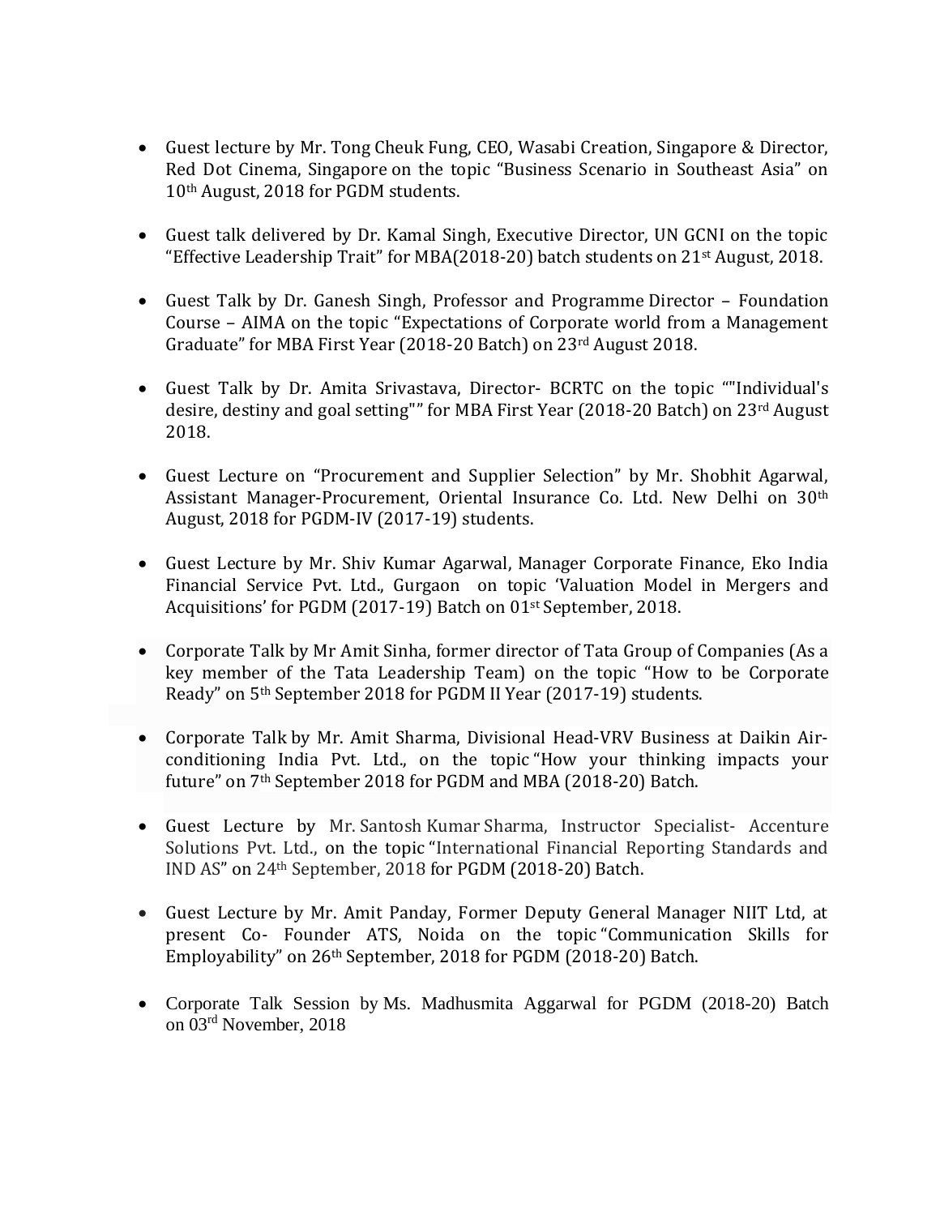- Guest lecture by Mr. Tong Cheuk Fung, CEO, Wasabi Creation, Singapore & Director, Red Dot Cinema, Singapore on the topic "Business Scenario in Southeast Asia" on 10th August, 2018 for PGDM students.

- Guest talk delivered by Dr. Kamal Singh, Executive Director, UN GCNI on the topic "Effective Leadership Trait" for MBA(2018-20) batch students on 21st August, 2018.

- Guest Talk by Dr. Ganesh Singh, Professor and Programme Director – Foundation Course – AIMA on the topic "Expectations of Corporate world from a Management Graduate" for MBA First Year (2018-20 Batch) on 23rd August 2018.

- Guest Talk by Dr. Amita Srivastava, Director- BCRTC on the topic ""Individual's desire, destiny and goal setting"" for MBA First Year (2018-20 Batch) on 23rd August 2018.

- Guest Lecture on "Procurement and Supplier Selection" by Mr. Shobhit Agarwal, Assistant Manager-Procurement, Oriental Insurance Co. Ltd. New Delhi on 30th August, 2018 for PGDM-IV (2017-19) students.

- Guest Lecture by Mr. Shiv Kumar Agarwal, Manager Corporate Finance, Eko India Financial Service Pvt. Ltd., Gurgaon on topic 'Valuation Model in Mergers and Acquisitions' for PGDM (2017-19) Batch on 01st September, 2018.

- Corporate Talk by Mr Amit Sinha, former director of Tata Group of Companies (As a key member of the Tata Leadership Team) on the topic "How to be Corporate Ready" on 5th September 2018 for PGDM II Year (2017-19) students.

- Corporate Talk by Mr. Amit Sharma, Divisional Head-VRV Business at Daikin Air-conditioning India Pvt. Ltd., on the topic "How your thinking impacts your future" on 7th September 2018 for PGDM and MBA (2018-20) Batch.

- Guest Lecture by Mr. Santosh Kumar Sharma, Instructor Specialist- Accenture Solutions Pvt. Ltd., on the topic "International Financial Reporting Standards and IND AS" on 24th September, 2018 for PGDM (2018-20) Batch.

- Guest Lecture by Mr. Amit Panday, Former Deputy General Manager NIIT Ltd, at present Co- Founder ATS, Noida on the topic "Communication Skills for Employability" on 26th September, 2018 for PGDM (2018-20) Batch.

- Corporate Talk Session by Ms. Madhusmita Aggarwal for PGDM (2018-20) Batch on 03rd November, 2018